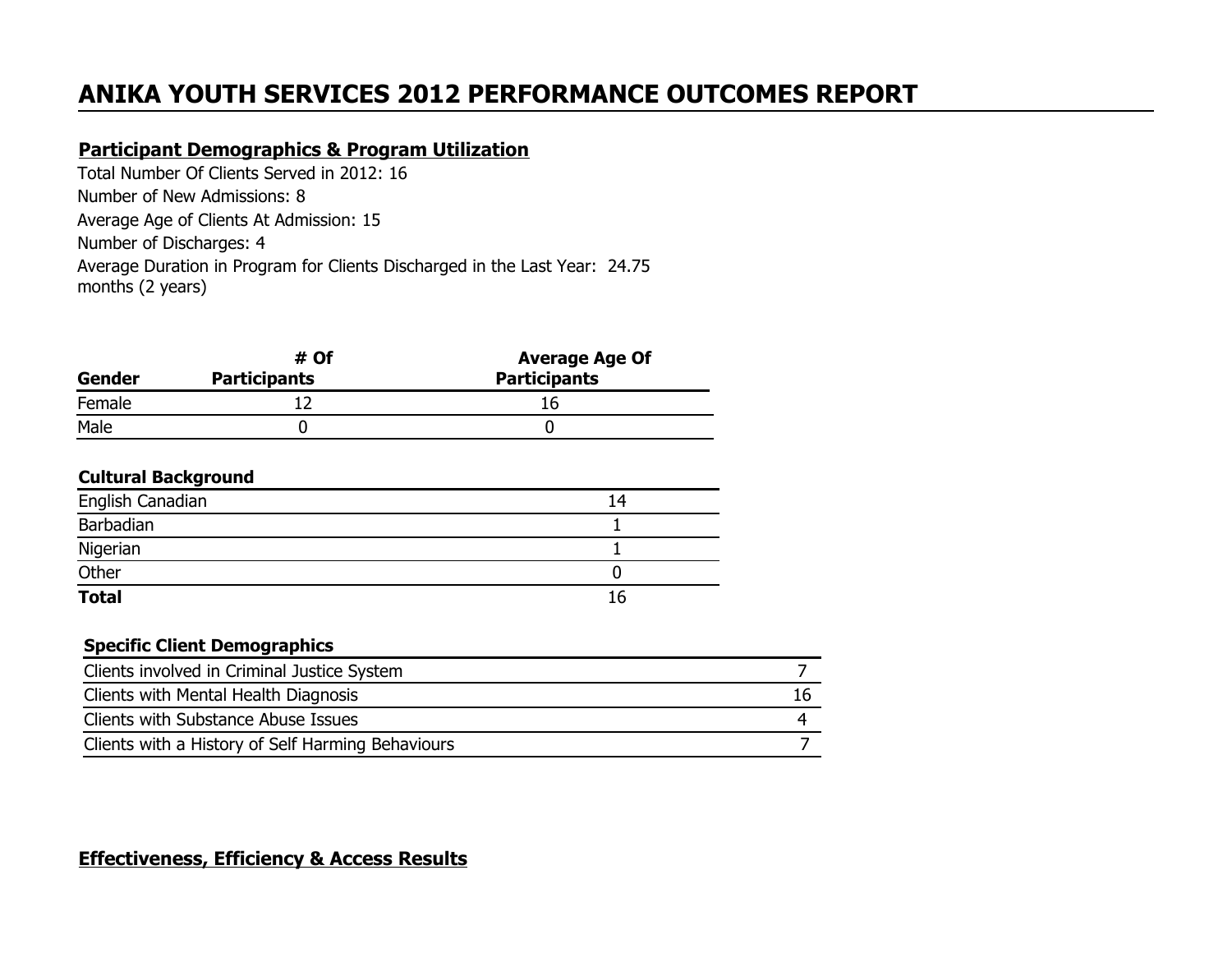# ANIKA YOUTH SERVICES 2012 PERFORMANCE OUTCOMES REPORT

## Participant Demographics & Program Utilization

Total Number Of Clients Served in 2012: 16

Number of New Admissions: 8

Average Age of Clients At Admission: 15

Number of Discharges: 4

Average Duration in Program for Clients Discharged in the Last Year: 24.75 months (2 years)

| Gender | # Of Participants | Average Age Of Participants |
|---|---|---|
| Female | 12 | 16 |
| Male | 0 | 0 |

| Cultural Background | |
|---|---|
| English Canadian | 14 |
| Barbadian | 1 |
| Nigerian | 1 |
| Other | 0 |
| **Total** | 16 |

| Specific Client Demographics | |
|---|---|
| Clients involved in Criminal Justice System | 7 |
| Clients with Mental Health Diagnosis | 16 |
| Clients with Substance Abuse Issues | 4 |
| Clients with a History of Self Harming Behaviours | 7 |

## Effectiveness, Efficiency & Access Results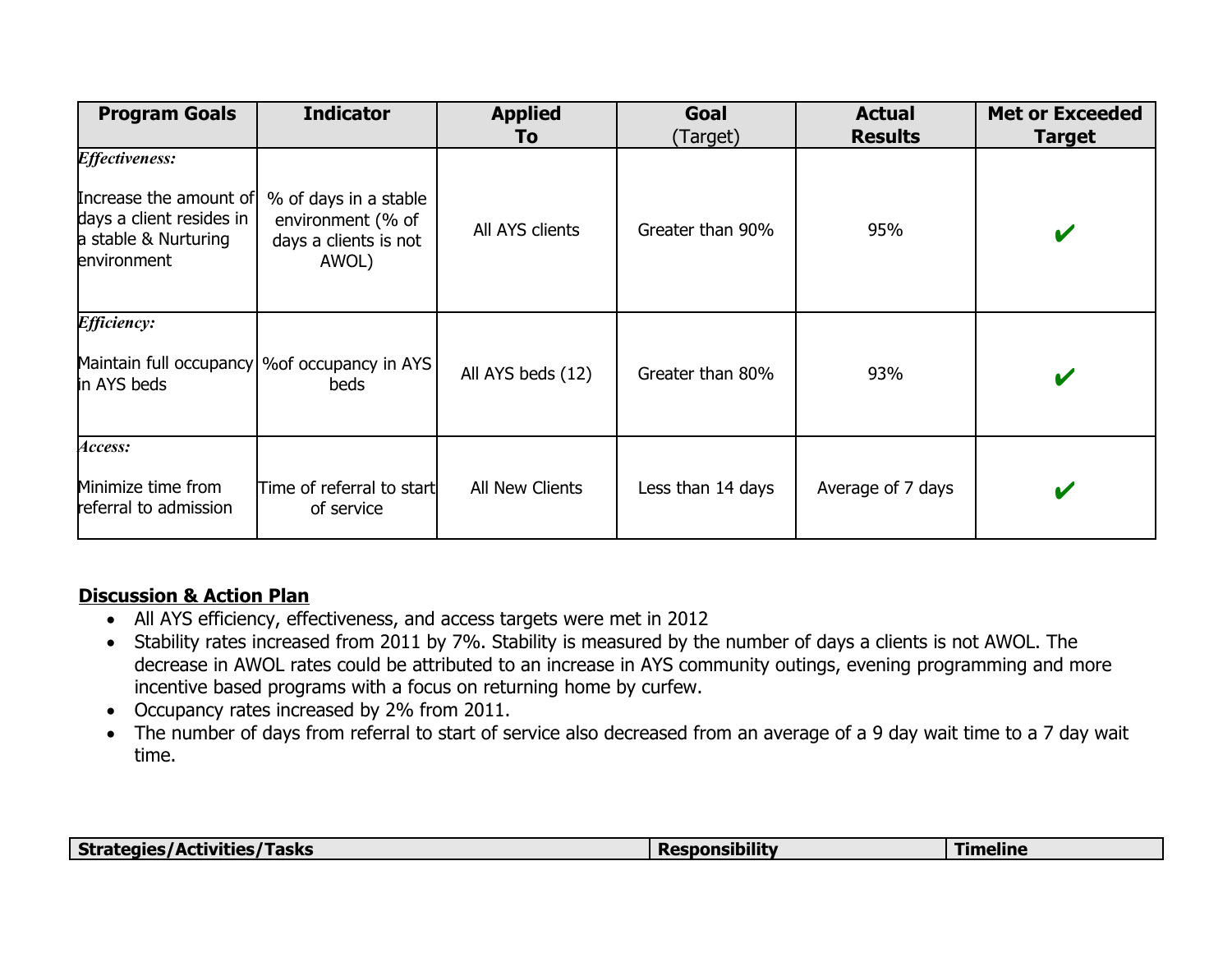| Program Goals | Indicator | Applied To | Goal (Target) | Actual Results | Met or Exceeded Target |
|---|---|---|---|---|---|
| *Effectiveness:* Increase the amount of days a client resides in a stable & Nurturing environment | % of days in a stable environment (% of days a clients is not AWOL) | All AYS clients | Greater than 90% | 95% | ✔ |
| *Efficiency:* Maintain full occupancy in AYS beds | %of occupancy in AYS beds | All AYS beds (12) | Greater than 80% | 93% | ✔ |
| *Access:* Minimize time from referral to admission | Time of referral to start of service | All New Clients | Less than 14 days | Average of 7 days | ✔ |

**Discussion & Action Plan**

- All AYS efficiency, effectiveness, and access targets were met in 2012
- Stability rates increased from 2011 by 7%. Stability is measured by the number of days a clients is not AWOL. The decrease in AWOL rates could be attributed to an increase in AYS community outings, evening programming and more incentive based programs with a focus on returning home by curfew.
- Occupancy rates increased by 2% from 2011.
- The number of days from referral to start of service also decreased from an average of a 9 day wait time to a 7 day wait time.

| Strategies/Activities/Tasks | Responsibility | Timeline |
|---|---|---|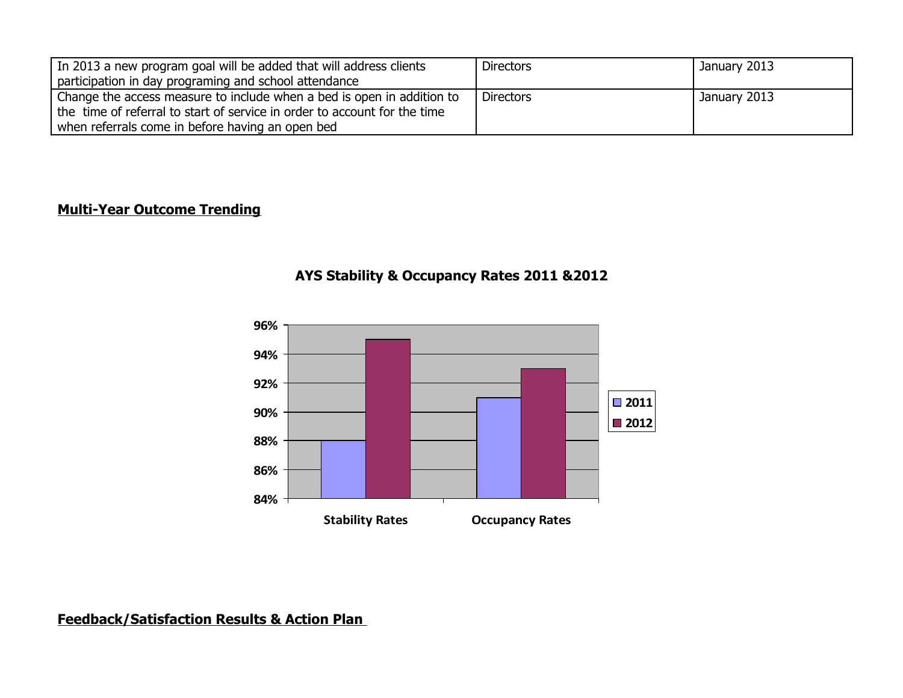| | | |
|---|---|---|
| In 2013 a new program goal will be added that will address clients participation in day programing and school attendance | Directors | January 2013 |
| Change the access measure to include when a bed is open in addition to the time of referral to start of service in order to account for the time when referrals come in before having an open bed | Directors | January 2013 |

## Multi-Year Outcome Trending

**AYS Stability & Occupancy Rates 2011 &2012**

| | 2011 | 2012 |
|---|---|---|
| Stability Rates | 88% | 95% |
| Occupancy Rates | 91% | 93% |

## Feedback/Satisfaction Results & Action Plan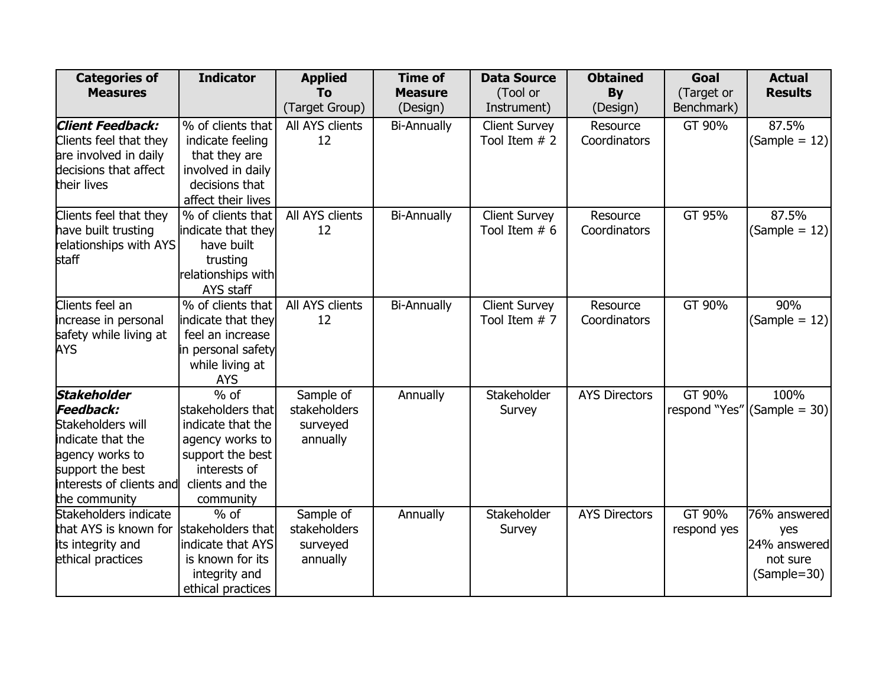| Categories of Measures | Indicator | Applied To (Target Group) | Time of Measure (Design) | Data Source (Tool or Instrument) | Obtained By (Design) | Goal (Target or Benchmark) | Actual Results |
|---|---|---|---|---|---|---|---|
| ***Client Feedback:*** Clients feel that they are involved in daily decisions that affect their lives | % of clients that indicate feeling that they are involved in daily decisions that affect their lives | All AYS clients 12 | Bi-Annually | Client Survey Tool Item # 2 | Resource Coordinators | GT 90% | 87.5% (Sample = 12) |
| Clients feel that they have built trusting relationships with AYS staff | % of clients that indicate that they have built trusting relationships with AYS staff | All AYS clients 12 | Bi-Annually | Client Survey Tool Item # 6 | Resource Coordinators | GT 95% | 87.5% (Sample = 12) |
| Clients feel an increase in personal safety while living at AYS | % of clients that indicate that they feel an increase in personal safety while living at AYS | All AYS clients 12 | Bi-Annually | Client Survey Tool Item # 7 | Resource Coordinators | GT 90% | 90% (Sample = 12) |
| ***Stakeholder Feedback:*** Stakeholders will indicate that the agency works to support the best interests of clients and the community | % of stakeholders that indicate that the agency works to support the best interests of clients and the community | Sample of stakeholders surveyed annually | Annually | Stakeholder Survey | AYS Directors | GT 90% respond "Yes" | 100% (Sample = 30) |
| Stakeholders indicate that AYS is known for its integrity and ethical practices | % of stakeholders that indicate that AYS is known for its integrity and ethical practices | Sample of stakeholders surveyed annually | Annually | Stakeholder Survey | AYS Directors | GT 90% respond yes | 76% answered yes 24% answered not sure (Sample=30) |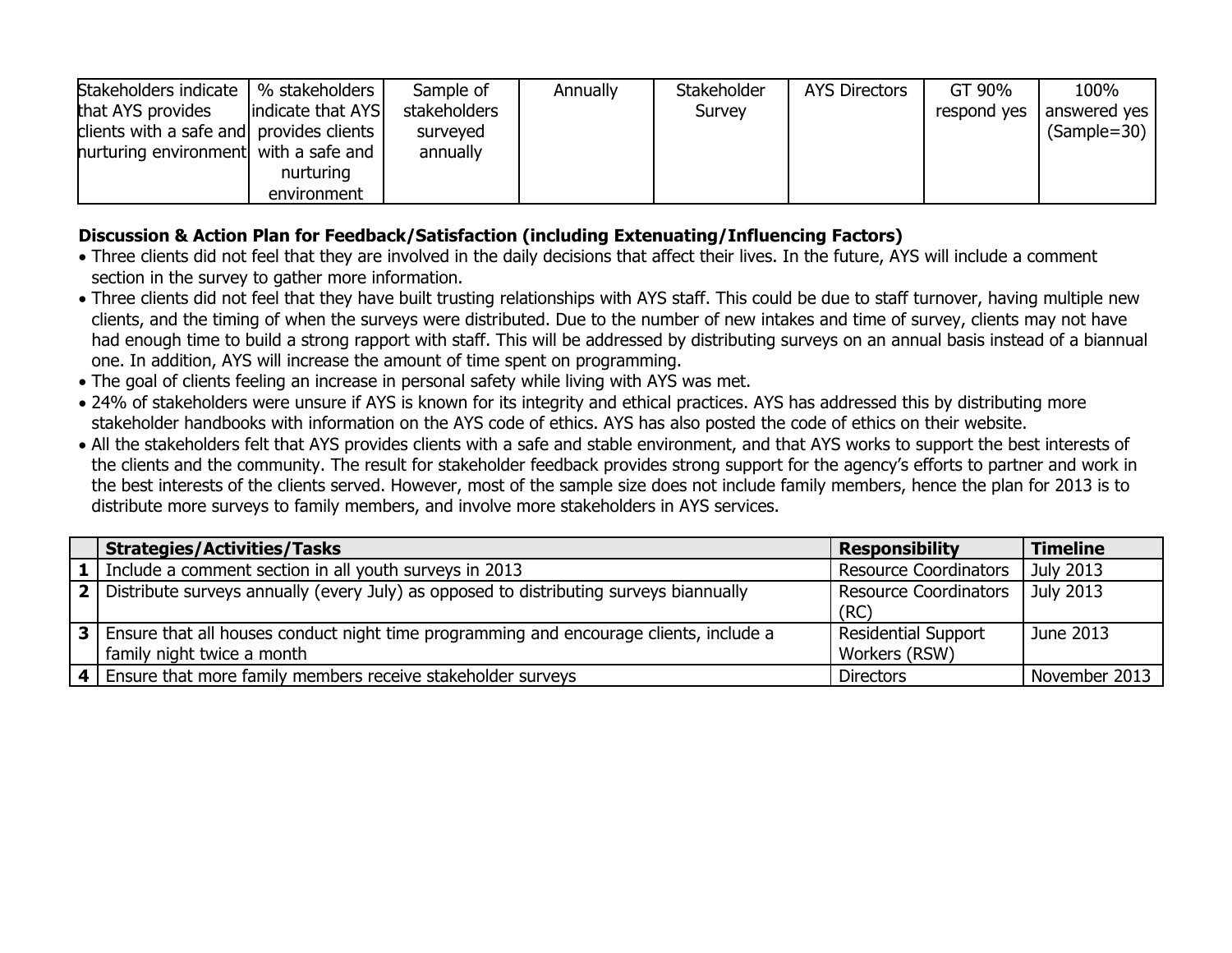| | | | | | | | |
|---|---|---|---|---|---|---|---|
| Stakeholders indicate that AYS provides clients with a safe and nurturing environment | % stakeholders indicate that AYS provides clients with a safe and nurturing environment | Sample of stakeholders surveyed annually | Annually | Stakeholder Survey | AYS Directors | GT 90% respond yes | 100% answered yes (Sample=30) |

**Discussion & Action Plan for Feedback/Satisfaction (including Extenuating/Influencing Factors)**

- Three clients did not feel that they are involved in the daily decisions that affect their lives. In the future, AYS will include a comment section in the survey to gather more information.
- Three clients did not feel that they have built trusting relationships with AYS staff. This could be due to staff turnover, having multiple new clients, and the timing of when the surveys were distributed. Due to the number of new intakes and time of survey, clients may not have had enough time to build a strong rapport with staff. This will be addressed by distributing surveys on an annual basis instead of a biannual one. In addition, AYS will increase the amount of time spent on programming.
- The goal of clients feeling an increase in personal safety while living with AYS was met.
- 24% of stakeholders were unsure if AYS is known for its integrity and ethical practices. AYS has addressed this by distributing more stakeholder handbooks with information on the AYS code of ethics. AYS has also posted the code of ethics on their website.
- All the stakeholders felt that AYS provides clients with a safe and stable environment, and that AYS works to support the best interests of the clients and the community. The result for stakeholder feedback provides strong support for the agency's efforts to partner and work in the best interests of the clients served. However, most of the sample size does not include family members, hence the plan for 2013 is to distribute more surveys to family members, and involve more stakeholders in AYS services.

| | Strategies/Activities/Tasks | Responsibility | Timeline |
|---|---|---|---|
| **1** | Include a comment section in all youth surveys in 2013 | Resource Coordinators | July 2013 |
| **2** | Distribute surveys annually (every July) as opposed to distributing surveys biannually | Resource Coordinators (RC) | July 2013 |
| **3** | Ensure that all houses conduct night time programming and encourage clients, include a family night twice a month | Residential Support Workers (RSW) | June 2013 |
| **4** | Ensure that more family members receive stakeholder surveys | Directors | November 2013 |